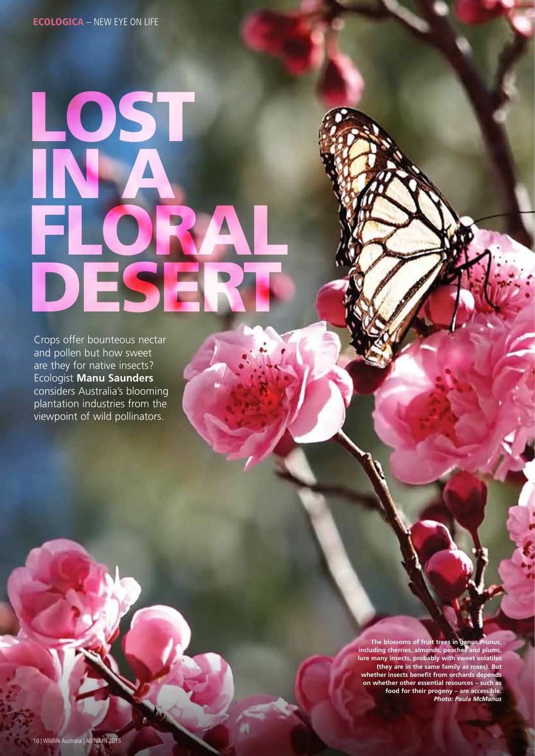# LOST IN A FLORAL DESERT

Crops offer bounteous nectar and pollen but how sweet are they for native insects? Ecologist **Manu Saunders** considers Australia's blooming plantation industries from the viewpoint of wild pollinators.

**The blossoms of fruit trees in genus *Prunus*, including cherries, almonds, peaches and plums, lure many insects, probably with sweet volatiles (they are in the same family as roses). But whether insects benefit from orchards depends on whether other essential resources – such as food for their progeny – are accessible. *Photo: Paula McManus***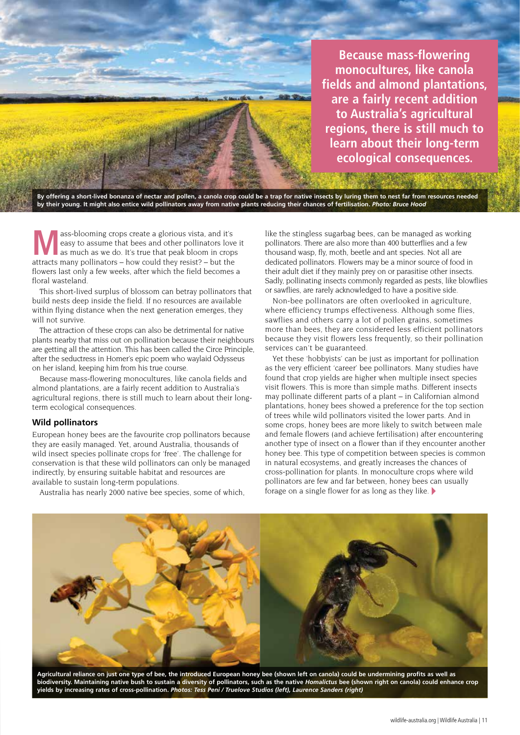> **Because mass-flowering monocultures, like canola fields and almond plantations, are a fairly recent addition to Australia's agricultural regions, there is still much to learn about their long-term ecological consequences.**

**By offering a short-lived bonanza of nectar and pollen, a canola crop could be a trap for native insects by luring them to nest far from resources needed by their young. It might also entice wild pollinators away from native plants reducing their chances of fertilisation. *Photo: Bruce Hood***

Mass-blooming crops create a glorious vista, and it's easy to assume that bees and other pollinators love it as much as we do. It's true that peak bloom in crops attracts many pollinators – how could they resist? – but the flowers last only a few weeks, after which the field becomes a floral wasteland.

This short-lived surplus of blossom can betray pollinators that build nests deep inside the field. If no resources are available within flying distance when the next generation emerges, they will not survive.

The attraction of these crops can also be detrimental for native plants nearby that miss out on pollination because their neighbours are getting all the attention. This has been called the Circe Principle, after the seductress in Homer's epic poem who waylaid Odysseus on her island, keeping him from his true course.

Because mass-flowering monocultures, like canola fields and almond plantations, are a fairly recent addition to Australia's agricultural regions, there is still much to learn about their long-term ecological consequences.

### Wild pollinators

European honey bees are the favourite crop pollinators because they are easily managed. Yet, around Australia, thousands of wild insect species pollinate crops for 'free'. The challenge for conservation is that these wild pollinators can only be managed indirectly, by ensuring suitable habitat and resources are available to sustain long-term populations.

Australia has nearly 2000 native bee species, some of which, like the stingless sugarbag bees, can be managed as working pollinators. There are also more than 400 butterflies and a few thousand wasp, fly, moth, beetle and ant species. Not all are dedicated pollinators. Flowers may be a minor source of food in their adult diet if they mainly prey on or parasitise other insects. Sadly, pollinating insects commonly regarded as pests, like blowflies or sawflies, are rarely acknowledged to have a positive side.

Non-bee pollinators are often overlooked in agriculture, where efficiency trumps effectiveness. Although some flies, sawflies and others carry a lot of pollen grains, sometimes more than bees, they are considered less efficient pollinators because they visit flowers less frequently, so their pollination services can't be guaranteed.

Yet these 'hobbyists' can be just as important for pollination as the very efficient 'career' bee pollinators. Many studies have found that crop yields are higher when multiple insect species visit flowers. This is more than simple maths. Different insects may pollinate different parts of a plant – in Californian almond plantations, honey bees showed a preference for the top section of trees while wild pollinators visited the lower parts. And in some crops, honey bees are more likely to switch between male and female flowers (and achieve fertilisation) after encountering another type of insect on a flower than if they encounter another honey bee. This type of competition between species is common in natural ecosystems, and greatly increases the chances of cross-pollination for plants. In monoculture crops where wild pollinators are few and far between, honey bees can usually forage on a single flower for as long as they like.

**Agricultural reliance on just one type of bee, the introduced European honey bee (shown left on canola) could be undermining profits as well as biodiversity. Maintaining native bush to sustain a diversity of pollinators, such as the native *Homalictus* bee (shown right on canola) could enhance crop yields by increasing rates of cross-pollination. *Photos: Tess Peni / Truelove Studios (left), Laurence Sanders (right)***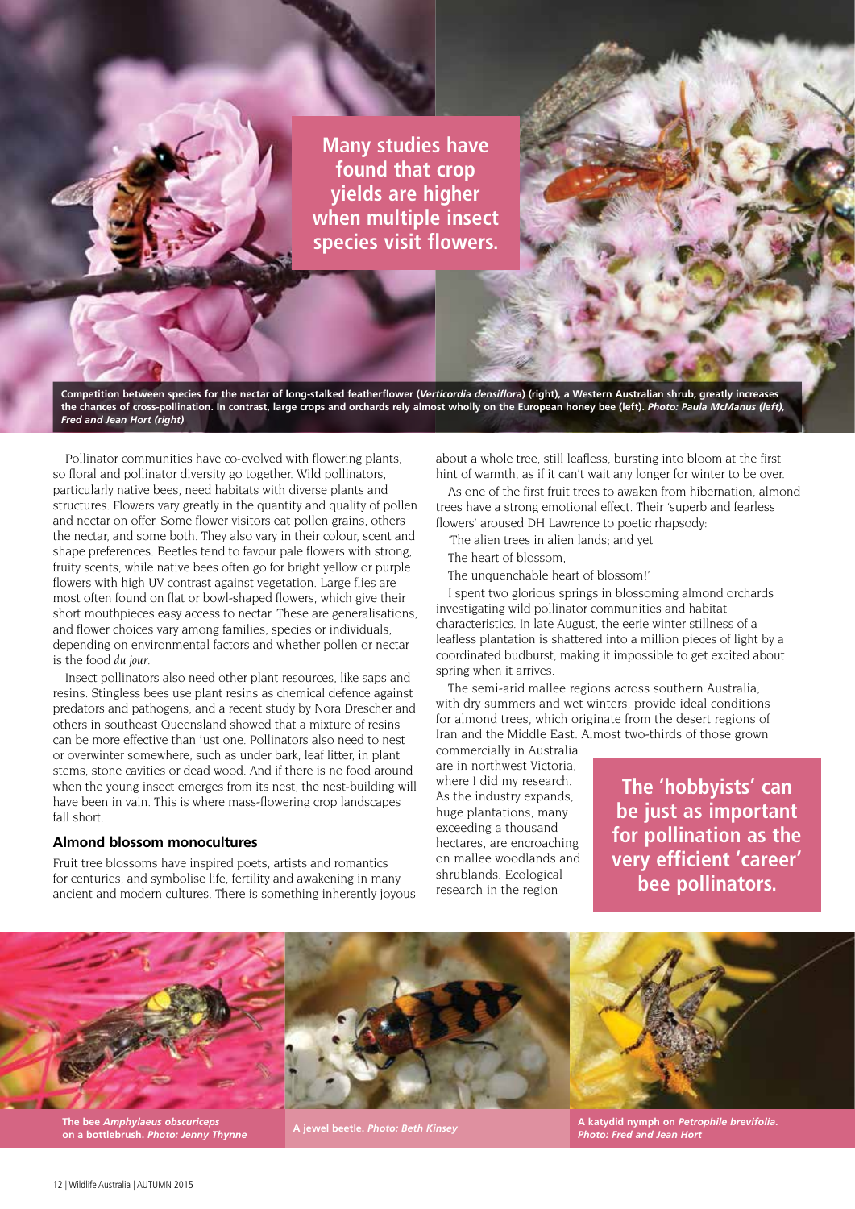**Many studies have found that crop yields are higher when multiple insect species visit flowers.**

**Competition between species for the nectar of long-stalked featherflower (*Verticordia densiflora*) (right), a Western Australian shrub, greatly increases the chances of cross-pollination. In contrast, large crops and orchards rely almost wholly on the European honey bee (left). *Photo: Paula McManus (left), Fred and Jean Hort (right)***

Pollinator communities have co-evolved with flowering plants, so floral and pollinator diversity go together. Wild pollinators, particularly native bees, need habitats with diverse plants and structures. Flowers vary greatly in the quantity and quality of pollen and nectar on offer. Some flower visitors eat pollen grains, others the nectar, and some both. They also vary in their colour, scent and shape preferences. Beetles tend to favour pale flowers with strong, fruity scents, while native bees often go for bright yellow or purple flowers with high UV contrast against vegetation. Large flies are most often found on flat or bowl-shaped flowers, which give their short mouthpieces easy access to nectar. These are generalisations, and flower choices vary among families, species or individuals, depending on environmental factors and whether pollen or nectar is the food *du jour*.

Insect pollinators also need other plant resources, like saps and resins. Stingless bees use plant resins as chemical defence against predators and pathogens, and a recent study by Nora Drescher and others in southeast Queensland showed that a mixture of resins can be more effective than just one. Pollinators also need to nest or overwinter somewhere, such as under bark, leaf litter, in plant stems, stone cavities or dead wood. And if there is no food around when the young insect emerges from its nest, the nest-building will have been in vain. This is where mass-flowering crop landscapes fall short.

### Almond blossom monocultures

Fruit tree blossoms have inspired poets, artists and romantics for centuries, and symbolise life, fertility and awakening in many ancient and modern cultures. There is something inherently joyous about a whole tree, still leafless, bursting into bloom at the first hint of warmth, as if it can't wait any longer for winter to be over.

As one of the first fruit trees to awaken from hibernation, almond trees have a strong emotional effect. Their 'superb and fearless flowers' aroused DH Lawrence to poetic rhapsody:

'The alien trees in alien lands; and yet
The heart of blossom,
The unquenchable heart of blossom!'

I spent two glorious springs in blossoming almond orchards investigating wild pollinator communities and habitat characteristics. In late August, the eerie winter stillness of a leafless plantation is shattered into a million pieces of light by a coordinated budburst, making it impossible to get excited about spring when it arrives.

The semi-arid mallee regions across southern Australia, with dry summers and wet winters, provide ideal conditions for almond trees, which originate from the desert regions of Iran and the Middle East. Almost two-thirds of those grown commercially in Australia are in northwest Victoria, where I did my research. As the industry expands, huge plantations, many exceeding a thousand hectares, are encroaching on mallee woodlands and shrublands. Ecological research in the region

**The 'hobbyists' can be just as important for pollination as the very efficient 'career' bee pollinators.**

**The bee *Amphylaeus obscuriceps* on a bottlebrush. *Photo: Jenny Thynne***

**A jewel beetle. *Photo: Beth Kinsey***

**A katydid nymph on *Petrophile brevifolia*. *Photo: Fred and Jean Hort***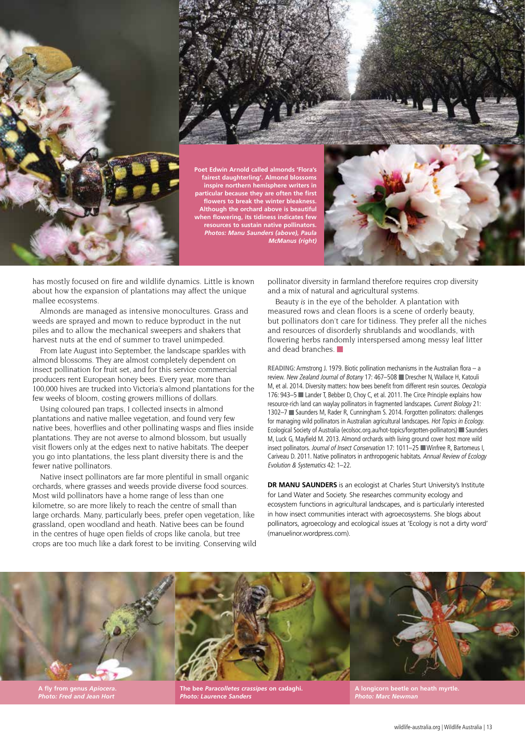**Poet Edwin Arnold called almonds 'Flora's fairest daughterling'. Almond blossoms inspire northern hemisphere writers in particular because they are often the first flowers to break the winter bleakness. Although the orchard above is beautiful when flowering, its tidiness indicates few resources to sustain native pollinators.** ***Photos: Manu Saunders (above), Paula McManus (right)***

has mostly focused on fire and wildlife dynamics. Little is known about how the expansion of plantations may affect the unique mallee ecosystems.

Almonds are managed as intensive monocultures. Grass and weeds are sprayed and mown to reduce byproduct in the nut piles and to allow the mechanical sweepers and shakers that harvest nuts at the end of summer to travel unimpeded.

From late August into September, the landscape sparkles with almond blossoms. They are almost completely dependent on insect pollination for fruit set, and for this service commercial producers rent European honey bees. Every year, more than 100,000 hives are trucked into Victoria's almond plantations for the few weeks of bloom, costing growers millions of dollars.

Using coloured pan traps, I collected insects in almond plantations and native mallee vegetation, and found very few native bees, hoverflies and other pollinating wasps and flies inside plantations. They are not averse to almond blossom, but usually visit flowers only at the edges next to native habitats. The deeper you go into plantations, the less plant diversity there is and the fewer native pollinators.

Native insect pollinators are far more plentiful in small organic orchards, where grasses and weeds provide diverse food sources. Most wild pollinators have a home range of less than one kilometre, so are more likely to reach the centre of small than large orchards. Many, particularly bees, prefer open vegetation, like grassland, open woodland and heath. Native bees can be found in the centres of huge open fields of crops like canola, but tree crops are too much like a dark forest to be inviting. Conserving wild pollinator diversity in farmland therefore requires crop diversity and a mix of natural and agricultural systems.

Beauty *is* in the eye of the beholder. A plantation with measured rows and clean floors is a scene of orderly beauty, but pollinators don't care for tidiness. They prefer all the niches and resources of disorderly shrublands and woodlands, with flowering herbs randomly interspersed among messy leaf litter and dead branches. ■

**READING:** Armstrong J. 1979. Biotic pollination mechanisms in the Australian flora – a review. *New Zealand Journal of Botany* 17: 467–508 ■ Drescher N, Wallace H, Katouli M, et al. 2014. Diversity matters: how bees benefit from different resin sources. *Oecologia* 176: 943–5 ■ Lander T, Bebber D, Choy C, et al. 2011. The Circe Principle explains how resource-rich land can waylay pollinators in fragmented landscapes. *Current Biology* 21: 1302–7 ■ Saunders M, Rader R, Cunningham S. 2014. Forgotten pollinators: challenges for managing wild pollinators in Australian agricultural landscapes. *Hot Topics in Ecology*. Ecological Society of Australia (ecolsoc.org.au/hot-topics/forgotten-pollinators) ■ Saunders M, Luck G, Mayfield M. 2013. Almond orchards with living ground cover host more wild insect pollinators. *Journal of Insect Conservation* 17: 1011–25 ■ Winfree R, Bartomeus I, Cariveau D. 2011. Native pollinators in anthropogenic habitats. *Annual Review of Ecology Evolution & Systematics* 42: 1–22.

**DR MANU SAUNDERS** is an ecologist at Charles Sturt University's Institute for Land Water and Society. She researches community ecology and ecosystem functions in agricultural landscapes, and is particularly interested in how insect communities interact with agroecosystems. She blogs about pollinators, agroecology and ecological issues at 'Ecology is not a dirty word' (manuelinor.wordpress.com).

**A fly from genus *Apiocera*.** ***Photo: Fred and Jean Hort***

**The bee *Paracolletes crassipes* on cadaghi.** ***Photo: Laurence Sanders***

**A longicorn beetle on heath myrtle.** ***Photo: Marc Newman***